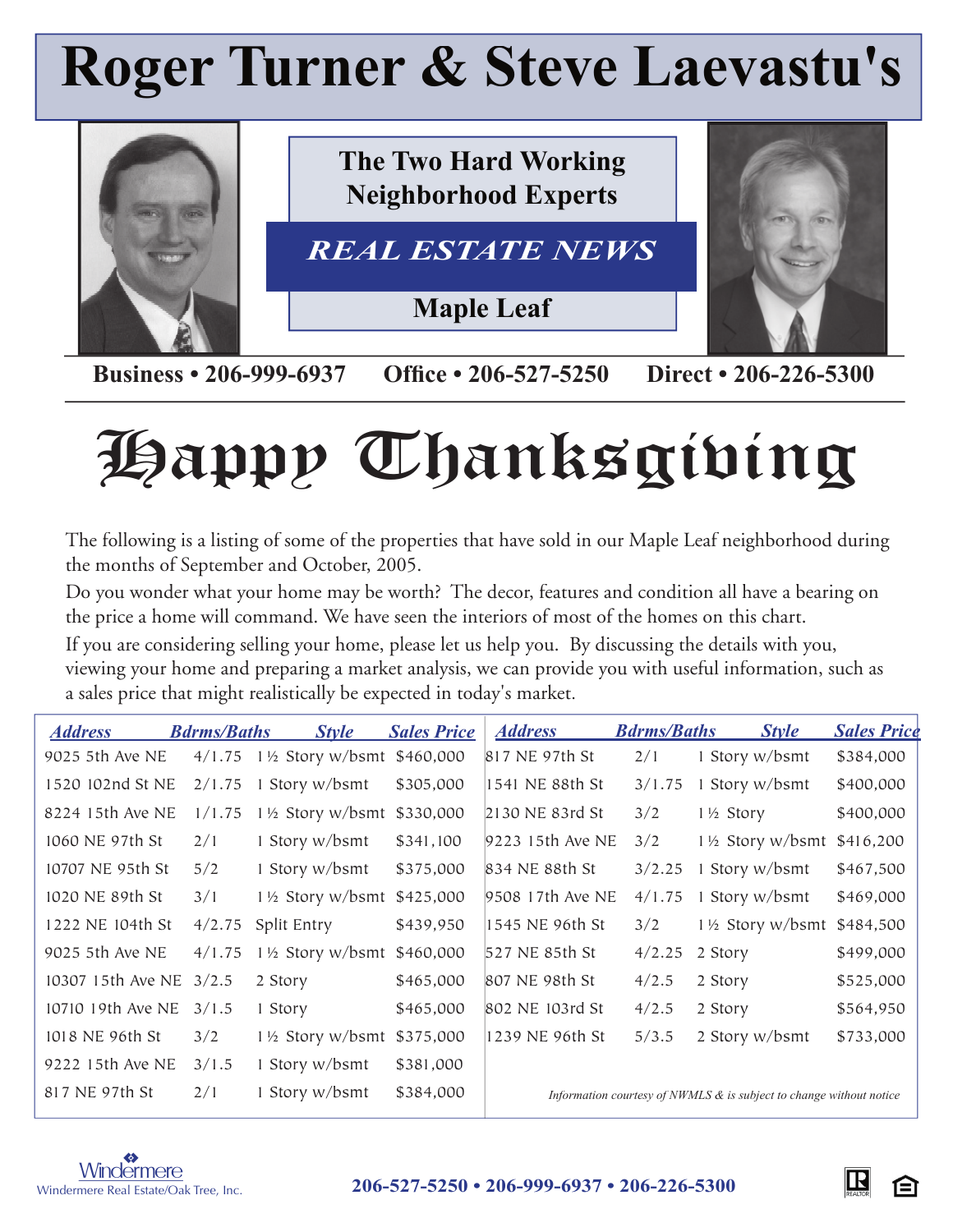# Roger Turner & Steve Laevastu's

**The Two Hard Working Neighborhood Experts**

## *REAL ESTATE NEWS*

**Maple Leaf**

**Business • 206-999-6937 Office • 206-527-5250 Direct • 206-226-5300**

# Happy Thanksgiving

The following is a listing of some of the properties that have sold in our Maple Leaf neighborhood during the months of September and October, 2005.

Do you wonder what your home may be worth? The decor, features and condition all have a bearing on the price a home will command. We have seen the interiors of most of the homes on this chart.

If you are considering selling your home, please let us help you. By discussing the details with you, viewing your home and preparing a market analysis, we can provide you with useful information, such as a sales price that might realistically be expected in today's market.

| Address | Bdrms/Baths | Style | Sales Price |
|---|---|---|---|
| 9025 5th Ave NE | 4/1.75 | 1½ Story w/bsmt | $460,000 |
| 1520 102nd St NE | 2/1.75 | 1 Story w/bsmt | $305,000 |
| 8224 15th Ave NE | 1/1.75 | 1½ Story w/bsmt | $330,000 |
| 1060 NE 97th St | 2/1 | 1 Story w/bsmt | $341,100 |
| 10707 NE 95th St | 5/2 | 1 Story w/bsmt | $375,000 |
| 1020 NE 89th St | 3/1 | 1½ Story w/bsmt | $425,000 |
| 1222 NE 104th St | 4/2.75 | Split Entry | $439,950 |
| 9025 5th Ave NE | 4/1.75 | 1½ Story w/bsmt | $460,000 |
| 10307 15th Ave NE | 3/2.5 | 2 Story | $465,000 |
| 10710 19th Ave NE | 3/1.5 | 1 Story | $465,000 |
| 1018 NE 96th St | 3/2 | 1½ Story w/bsmt | $375,000 |
| 9222 15th Ave NE | 3/1.5 | 1 Story w/bsmt | $381,000 |
| 817 NE 97th St | 2/1 | 1 Story w/bsmt | $384,000 |
| 817 NE 97th St | 2/1 | 1 Story w/bsmt | $384,000 |
| 1541 NE 88th St | 3/1.75 | 1 Story w/bsmt | $400,000 |
| 2130 NE 83rd St | 3/2 | 1½ Story | $400,000 |
| 9223 15th Ave NE | 3/2 | 1½ Story w/bsmt | $416,200 |
| 834 NE 88th St | 3/2.25 | 1 Story w/bsmt | $467,500 |
| 9508 17th Ave NE | 4/1.75 | 1 Story w/bsmt | $469,000 |
| 1545 NE 96th St | 3/2 | 1½ Story w/bsmt | $484,500 |
| 527 NE 85th St | 4/2.25 | 2 Story | $499,000 |
| 807 NE 98th St | 4/2.5 | 2 Story | $525,000 |
| 802 NE 103rd St | 4/2.5 | 2 Story | $564,950 |
| 1239 NE 96th St | 5/3.5 | 2 Story w/bsmt | $733,000 |

*Information courtesy of NWMLS & is subject to change without notice*

Windermere Real Estate/Oak Tree, Inc.

**206-527-5250 • 206-999-6937 • 206-226-5300**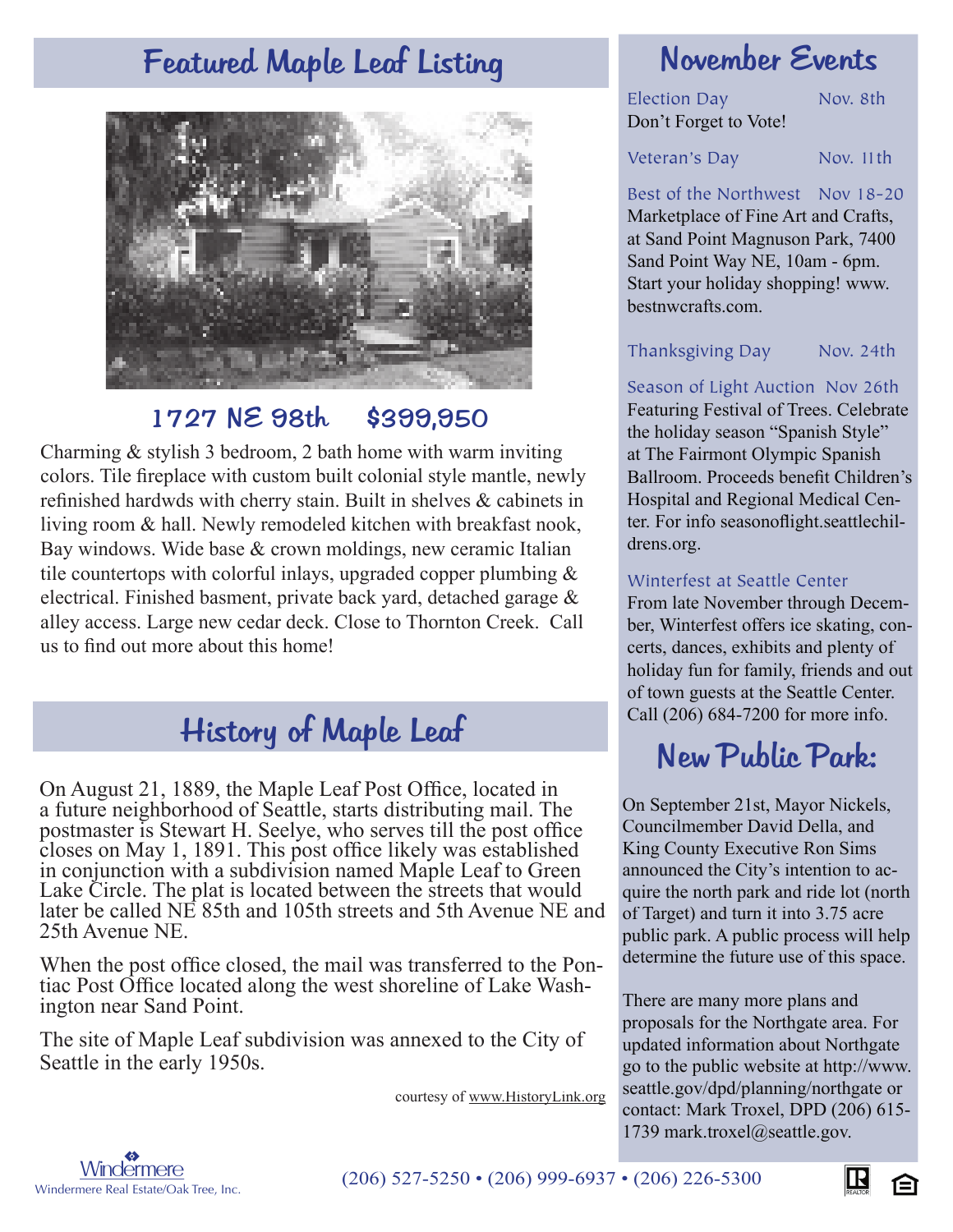## Featured Maple Leaf Listing

**1727 NE 98th $399,950**

Charming & stylish 3 bedroom, 2 bath home with warm inviting colors. Tile fireplace with custom built colonial style mantle, newly refinished hardwds with cherry stain. Built in shelves & cabinets in living room & hall. Newly remodeled kitchen with breakfast nook, Bay windows. Wide base & crown moldings, new ceramic Italian tile countertops with colorful inlays, upgraded copper plumbing & electrical. Finished basment, private back yard, detached garage & alley access. Large new cedar deck. Close to Thornton Creek. Call us to find out more about this home!

## History of Maple Leaf

On August 21, 1889, the Maple Leaf Post Office, located in a future neighborhood of Seattle, starts distributing mail. The postmaster is Stewart H. Seelye, who serves till the post office closes on May 1, 1891. This post office likely was established in conjunction with a subdivision named Maple Leaf to Green Lake Circle. The plat is located between the streets that would later be called NE 85th and 105th streets and 5th Avenue NE and 25th Avenue NE.

When the post office closed, the mail was transferred to the Pontiac Post Office located along the west shoreline of Lake Washington near Sand Point.

The site of Maple Leaf subdivision was annexed to the City of Seattle in the early 1950s.

courtesy of www.HistoryLink.org

## November Events

**Election Day** Nov. 8th
Don't Forget to Vote!

**Veteran's Day** Nov. 11th

**Best of the Northwest** Nov 18-20
Marketplace of Fine Art and Crafts, at Sand Point Magnuson Park, 7400 Sand Point Way NE, 10am - 6pm. Start your holiday shopping! www.bestnwcrafts.com.

**Thanksgiving Day** Nov. 24th

**Season of Light Auction** Nov 26th
Featuring Festival of Trees. Celebrate the holiday season "Spanish Style" at The Fairmont Olympic Spanish Ballroom. Proceeds benefit Children's Hospital and Regional Medical Center. For info seasonoflight.seattlechildrens.org.

**Winterfest at Seattle Center**
From late November through December, Winterfest offers ice skating, concerts, dances, exhibits and plenty of holiday fun for family, friends and out of town guests at the Seattle Center. Call (206) 684-7200 for more info.

## New Public Park:

On September 21st, Mayor Nickels, Councilmember David Della, and King County Executive Ron Sims announced the City's intention to acquire the north park and ride lot (north of Target) and turn it into 3.75 acre public park. A public process will help determine the future use of this space.

There are many more plans and proposals for the Northgate area. For updated information about Northgate go to the public website at http://www.seattle.gov/dpd/planning/northgate or contact: Mark Troxel, DPD (206) 615-1739 mark.troxel@seattle.gov.

Windermere
Windermere Real Estate/Oak Tree, Inc.

(206) 527-5250 • (206) 999-6937 • (206) 226-5300